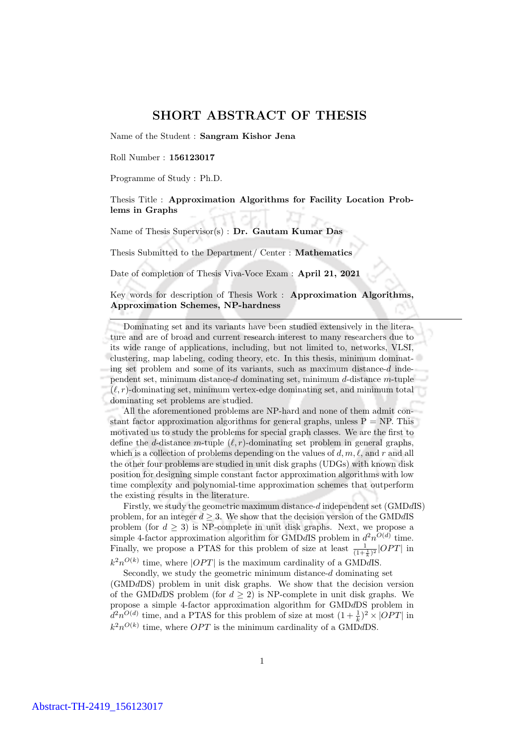# SHORT ABSTRACT OF THESIS

Name of the Student : **Sangram Kishor Jena**

Roll Number : **156123017**

Programme of Study : Ph.D.

Thesis Title : **Approximation Algorithms for Facility Location Problems in Graphs**

Name of Thesis Supervisor(s) : **Dr. Gautam Kumar Das**

Thesis Submitted to the Department/ Center : **Mathematics**

Date of completion of Thesis Viva-Voce Exam : **April 21, 2021**

Key words for description of Thesis Work : **Approximation Algorithms, Approximation Schemes, NP-hardness**

---

Dominating set and its variants have been studied extensively in the literature and are of broad and current research interest to many researchers due to its wide range of applications, including, but not limited to, networks, VLSI, clustering, map labeling, coding theory, etc. In this thesis, minimum dominating set problem and some of its variants, such as maximum distance-$d$ independent set, minimum distance-$d$ dominating set, minimum $d$-distance $m$-tuple $(\ell, r)$-dominating set, minimum vertex-edge dominating set, and minimum total dominating set problems are studied.

All the aforementioned problems are NP-hard and none of them admit constant factor approximation algorithms for general graphs, unless P = NP. This motivated us to study the problems for special graph classes. We are the first to define the $d$-distance $m$-tuple $(\ell, r)$-dominating set problem in general graphs, which is a collection of problems depending on the values of $d, m, \ell$, and $r$ and all the other four problems are studied in unit disk graphs (UDGs) with known disk position for designing simple constant factor approximation algorithms with low time complexity and polynomial-time approximation schemes that outperform the existing results in the literature.

Firstly, we study the geometric maximum distance-$d$ independent set (GMD$d$IS) problem, for an integer $d \geq 3$. We show that the decision version of the GMD$d$IS problem (for $d \geq 3$) is NP-complete in unit disk graphs. Next, we propose a simple 4-factor approximation algorithm for GMD$d$IS problem in $d^2 n^{O(d)}$ time. Finally, we propose a PTAS for this problem of size at least $\frac{1}{(1+\frac{1}{k})^2}|OPT|$ in $k^2 n^{O(k)}$ time, where $|OPT|$ is the maximum cardinality of a GMD$d$IS.

Secondly, we study the geometric minimum distance-$d$ dominating set (GMD$d$DS) problem in unit disk graphs. We show that the decision version of the GMD$d$DS problem (for $d \geq 2$) is NP-complete in unit disk graphs. We propose a simple 4-factor approximation algorithm for GMD$d$DS problem in $d^2 n^{O(d)}$ time, and a PTAS for this problem of size at most $(1 + \frac{1}{k})^2 \times |OPT|$ in $k^2 n^{O(k)}$ time, where $OPT$ is the minimum cardinality of a GMD$d$DS.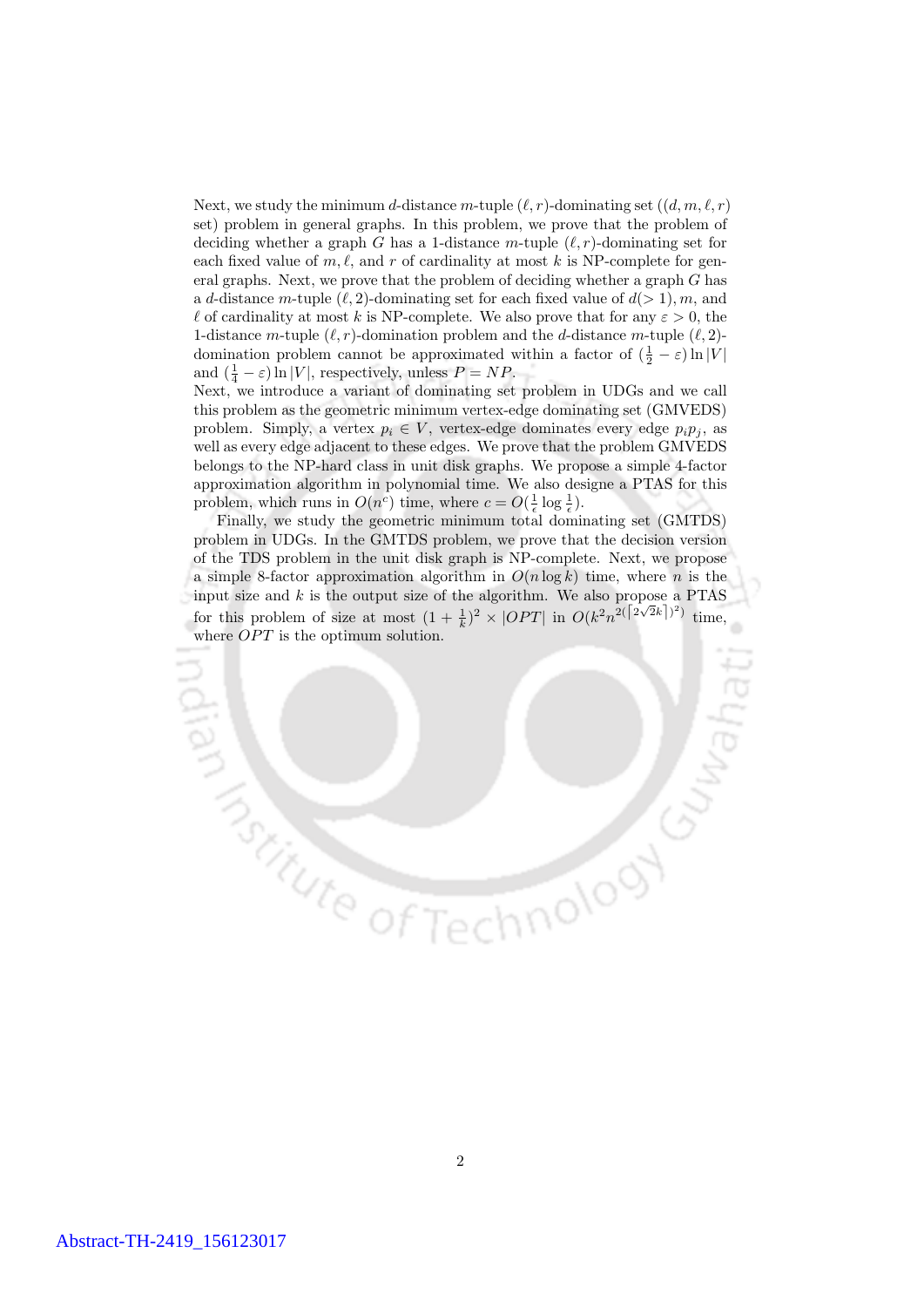Next, we study the minimum $d$-distance $m$-tuple $(\ell, r)$-dominating set ($(d, m, \ell, r)$ set) problem in general graphs. In this problem, we prove that the problem of deciding whether a graph $G$ has a 1-distance $m$-tuple $(\ell, r)$-dominating set for each fixed value of $m, \ell$, and $r$ of cardinality at most $k$ is NP-complete for general graphs. Next, we prove that the problem of deciding whether a graph $G$ has a $d$-distance $m$-tuple $(\ell, 2)$-dominating set for each fixed value of $d(> 1), m$, and $\ell$ of cardinality at most $k$ is NP-complete. We also prove that for any $\varepsilon > 0$, the 1-distance $m$-tuple $(\ell, r)$-domination problem and the $d$-distance $m$-tuple $(\ell, 2)$-domination problem cannot be approximated within a factor of $(\frac{1}{2} - \varepsilon) \ln |V|$ and $(\frac{1}{4} - \varepsilon) \ln |V|$, respectively, unless $P = NP$.
Next, we introduce a variant of dominating set problem in UDGs and we call this problem as the geometric minimum vertex-edge dominating set (GMVEDS) problem. Simply, a vertex $p_i \in V$, vertex-edge dominates every edge $p_ip_j$, as well as every edge adjacent to these edges. We prove that the problem GMVEDS belongs to the NP-hard class in unit disk graphs. We propose a simple 4-factor approximation algorithm in polynomial time. We also designe a PTAS for this problem, which runs in $O(n^c)$ time, where $c = O(\frac{1}{\epsilon} \log \frac{1}{\epsilon})$.

Finally, we study the geometric minimum total dominating set (GMTDS) problem in UDGs. In the GMTDS problem, we prove that the decision version of the TDS problem in the unit disk graph is NP-complete. Next, we propose a simple 8-factor approximation algorithm in $O(n \log k)$ time, where $n$ is the input size and $k$ is the output size of the algorithm. We also propose a PTAS for this problem of size at most $(1 + \frac{1}{k})^2 \times |OPT|$ in $O(k^2 n^{2(\lceil 2\sqrt{2}k \rceil)^2})$ time, where $OPT$ is the optimum solution.

Abstract-TH-2419_156123017